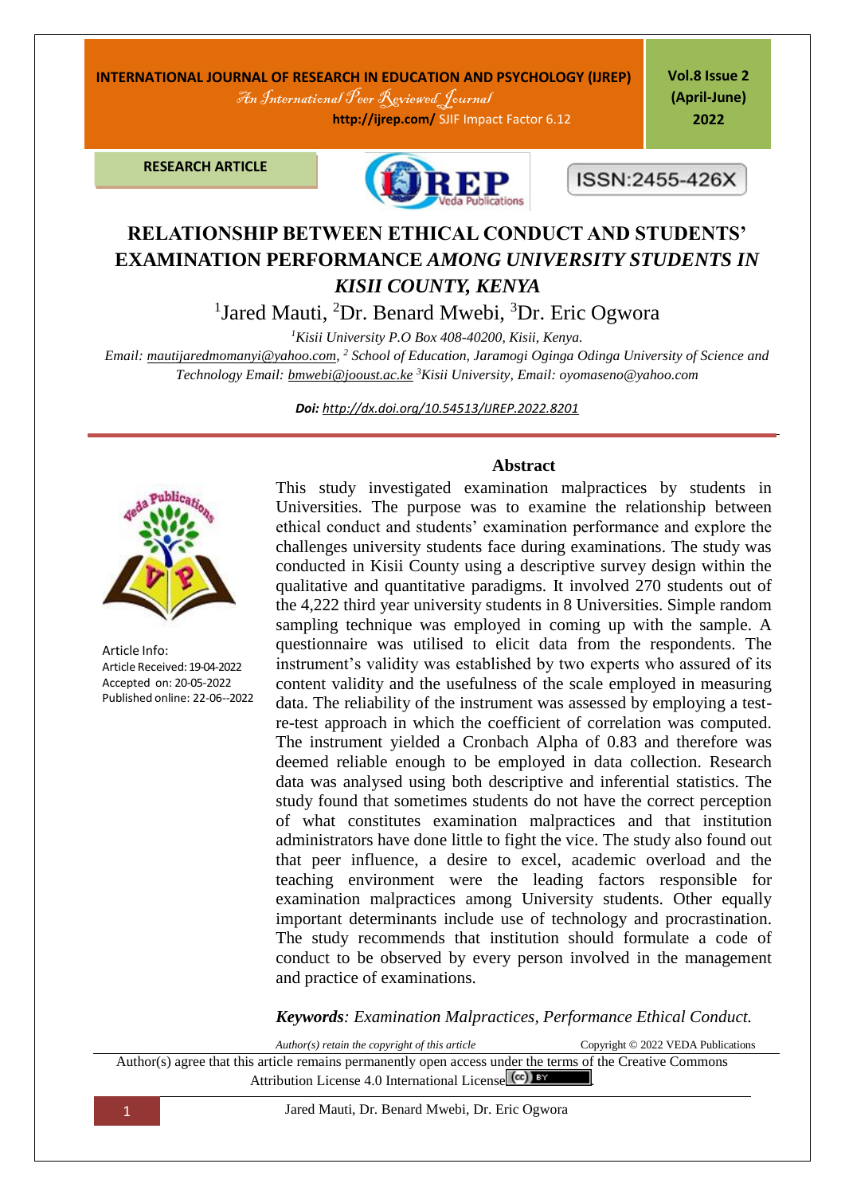**RESEARCH ARTICLE**

ISSN:2455-426X

# RELATIONSHIP BETWEEN ETHICAL CONDUCT AND STUDENTS' EXAMINATION PERFORMANCE *AMONG UNIVERSITY STUDENTS IN KISII COUNTY, KENYA*

[1]Jared Mauti, [2]Dr. Benard Mwebi, [3]Dr. Eric Ogwora

[1]*Kisii University P.O Box 408-40200, Kisii, Kenya.*
*Email: mautijaredmomanyi@yahoo.com,* [2] *School of Education, Jaramogi Oginga Odinga University of Science and Technology Email: bmwebi@jooust.ac.ke* [3]*Kisii University, Email: oyomaseno@yahoo.com*

***Doi:** http://dx.doi.org/10.54513/IJREP.2022.8201*

Article Info:
Article Received: 19-04-2022
Accepted on: 20-05-2022
Published online: 22-06--2022

## Abstract

This study investigated examination malpractices by students in Universities. The purpose was to examine the relationship between ethical conduct and students' examination performance and explore the challenges university students face during examinations. The study was conducted in Kisii County using a descriptive survey design within the qualitative and quantitative paradigms. It involved 270 students out of the 4,222 third year university students in 8 Universities. Simple random sampling technique was employed in coming up with the sample. A questionnaire was utilised to elicit data from the respondents. The instrument's validity was established by two experts who assured of its content validity and the usefulness of the scale employed in measuring data. The reliability of the instrument was assessed by employing a test-re-test approach in which the coefficient of correlation was computed. The instrument yielded a Cronbach Alpha of 0.83 and therefore was deemed reliable enough to be employed in data collection. Research data was analysed using both descriptive and inferential statistics. The study found that sometimes students do not have the correct perception of what constitutes examination malpractices and that institution administrators have done little to fight the vice. The study also found out that peer influence, a desire to excel, academic overload and the teaching environment were the leading factors responsible for examination malpractices among University students. Other equally important determinants include use of technology and procrastination. The study recommends that institution should formulate a code of conduct to be observed by every person involved in the management and practice of examinations.

***Keywords**: Examination Malpractices, Performance Ethical Conduct.*

*Author(s) retain the copyright of this article* Copyright © 2022 VEDA Publications

Author(s) agree that this article remains permanently open access under the terms of the Creative Commons Attribution License 4.0 International License.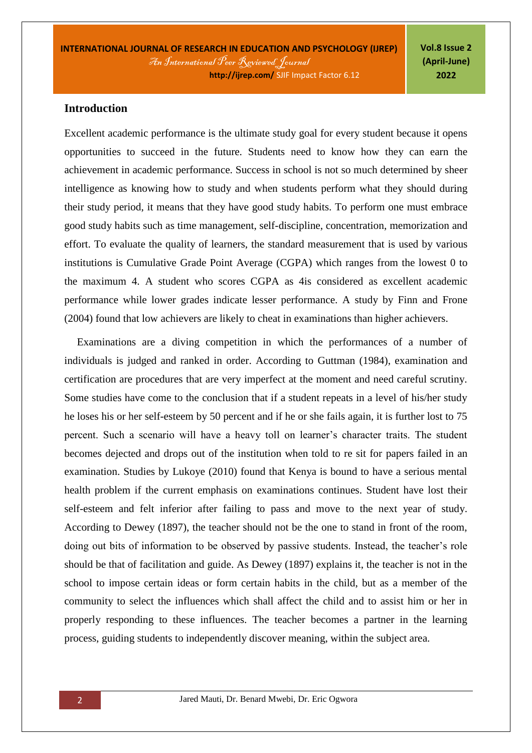## Introduction

Excellent academic performance is the ultimate study goal for every student because it opens opportunities to succeed in the future. Students need to know how they can earn the achievement in academic performance. Success in school is not so much determined by sheer intelligence as knowing how to study and when students perform what they should during their study period, it means that they have good study habits. To perform one must embrace good study habits such as time management, self-discipline, concentration, memorization and effort. To evaluate the quality of learners, the standard measurement that is used by various institutions is Cumulative Grade Point Average (CGPA) which ranges from the lowest 0 to the maximum 4. A student who scores CGPA as 4is considered as excellent academic performance while lower grades indicate lesser performance. A study by Finn and Frone (2004) found that low achievers are likely to cheat in examinations than higher achievers.

Examinations are a diving competition in which the performances of a number of individuals is judged and ranked in order. According to Guttman (1984), examination and certification are procedures that are very imperfect at the moment and need careful scrutiny. Some studies have come to the conclusion that if a student repeats in a level of his/her study he loses his or her self-esteem by 50 percent and if he or she fails again, it is further lost to 75 percent. Such a scenario will have a heavy toll on learner's character traits. The student becomes dejected and drops out of the institution when told to re sit for papers failed in an examination. Studies by Lukoye (2010) found that Kenya is bound to have a serious mental health problem if the current emphasis on examinations continues. Student have lost their self-esteem and felt inferior after failing to pass and move to the next year of study. According to Dewey (1897), the teacher should not be the one to stand in front of the room, doing out bits of information to be observed by passive students. Instead, the teacher's role should be that of facilitation and guide. As Dewey (1897) explains it, the teacher is not in the school to impose certain ideas or form certain habits in the child, but as a member of the community to select the influences which shall affect the child and to assist him or her in properly responding to these influences. The teacher becomes a partner in the learning process, guiding students to independently discover meaning, within the subject area.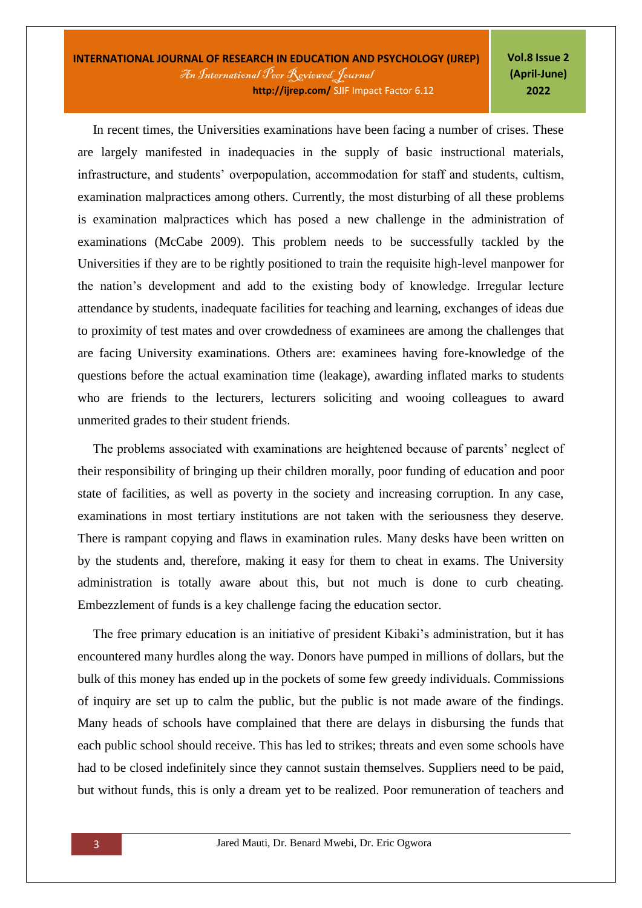In recent times, the Universities examinations have been facing a number of crises. These are largely manifested in inadequacies in the supply of basic instructional materials, infrastructure, and students' overpopulation, accommodation for staff and students, cultism, examination malpractices among others. Currently, the most disturbing of all these problems is examination malpractices which has posed a new challenge in the administration of examinations (McCabe 2009). This problem needs to be successfully tackled by the Universities if they are to be rightly positioned to train the requisite high-level manpower for the nation's development and add to the existing body of knowledge. Irregular lecture attendance by students, inadequate facilities for teaching and learning, exchanges of ideas due to proximity of test mates and over crowdedness of examinees are among the challenges that are facing University examinations. Others are: examinees having fore-knowledge of the questions before the actual examination time (leakage), awarding inflated marks to students who are friends to the lecturers, lecturers soliciting and wooing colleagues to award unmerited grades to their student friends.

The problems associated with examinations are heightened because of parents' neglect of their responsibility of bringing up their children morally, poor funding of education and poor state of facilities, as well as poverty in the society and increasing corruption. In any case, examinations in most tertiary institutions are not taken with the seriousness they deserve. There is rampant copying and flaws in examination rules. Many desks have been written on by the students and, therefore, making it easy for them to cheat in exams. The University administration is totally aware about this, but not much is done to curb cheating. Embezzlement of funds is a key challenge facing the education sector.

The free primary education is an initiative of president Kibaki's administration, but it has encountered many hurdles along the way. Donors have pumped in millions of dollars, but the bulk of this money has ended up in the pockets of some few greedy individuals. Commissions of inquiry are set up to calm the public, but the public is not made aware of the findings. Many heads of schools have complained that there are delays in disbursing the funds that each public school should receive. This has led to strikes; threats and even some schools have had to be closed indefinitely since they cannot sustain themselves. Suppliers need to be paid, but without funds, this is only a dream yet to be realized. Poor remuneration of teachers and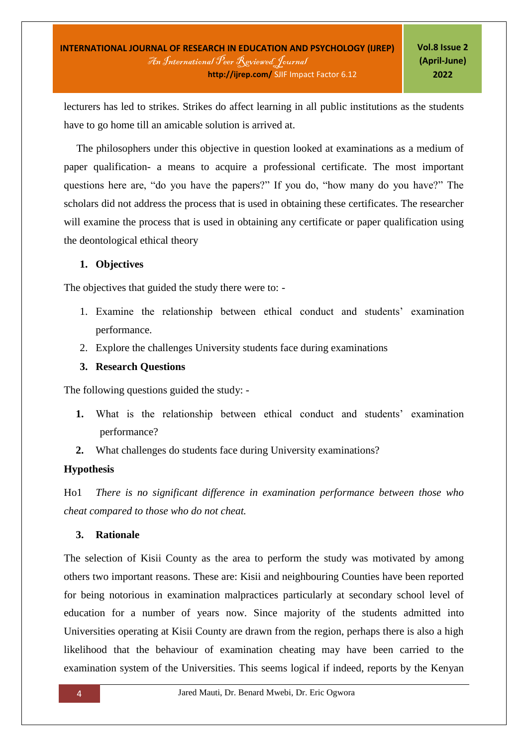lecturers has led to strikes. Strikes do affect learning in all public institutions as the students have to go home till an amicable solution is arrived at.

The philosophers under this objective in question looked at examinations as a medium of paper qualification- a means to acquire a professional certificate. The most important questions here are, "do you have the papers?" If you do, "how many do you have?" The scholars did not address the process that is used in obtaining these certificates. The researcher will examine the process that is used in obtaining any certificate or paper qualification using the deontological ethical theory

## 1. Objectives

The objectives that guided the study there were to: -

1. Examine the relationship between ethical conduct and students' examination performance.
2. Explore the challenges University students face during examinations

## 3. Research Questions

The following questions guided the study: -

1. What is the relationship between ethical conduct and students' examination performance?
2. What challenges do students face during University examinations?

**Hypothesis**

Ho1 *There is no significant difference in examination performance between those who cheat compared to those who do not cheat.*

## 3. Rationale

The selection of Kisii County as the area to perform the study was motivated by among others two important reasons. These are: Kisii and neighbouring Counties have been reported for being notorious in examination malpractices particularly at secondary school level of education for a number of years now. Since majority of the students admitted into Universities operating at Kisii County are drawn from the region, perhaps there is also a high likelihood that the behaviour of examination cheating may have been carried to the examination system of the Universities. This seems logical if indeed, reports by the Kenyan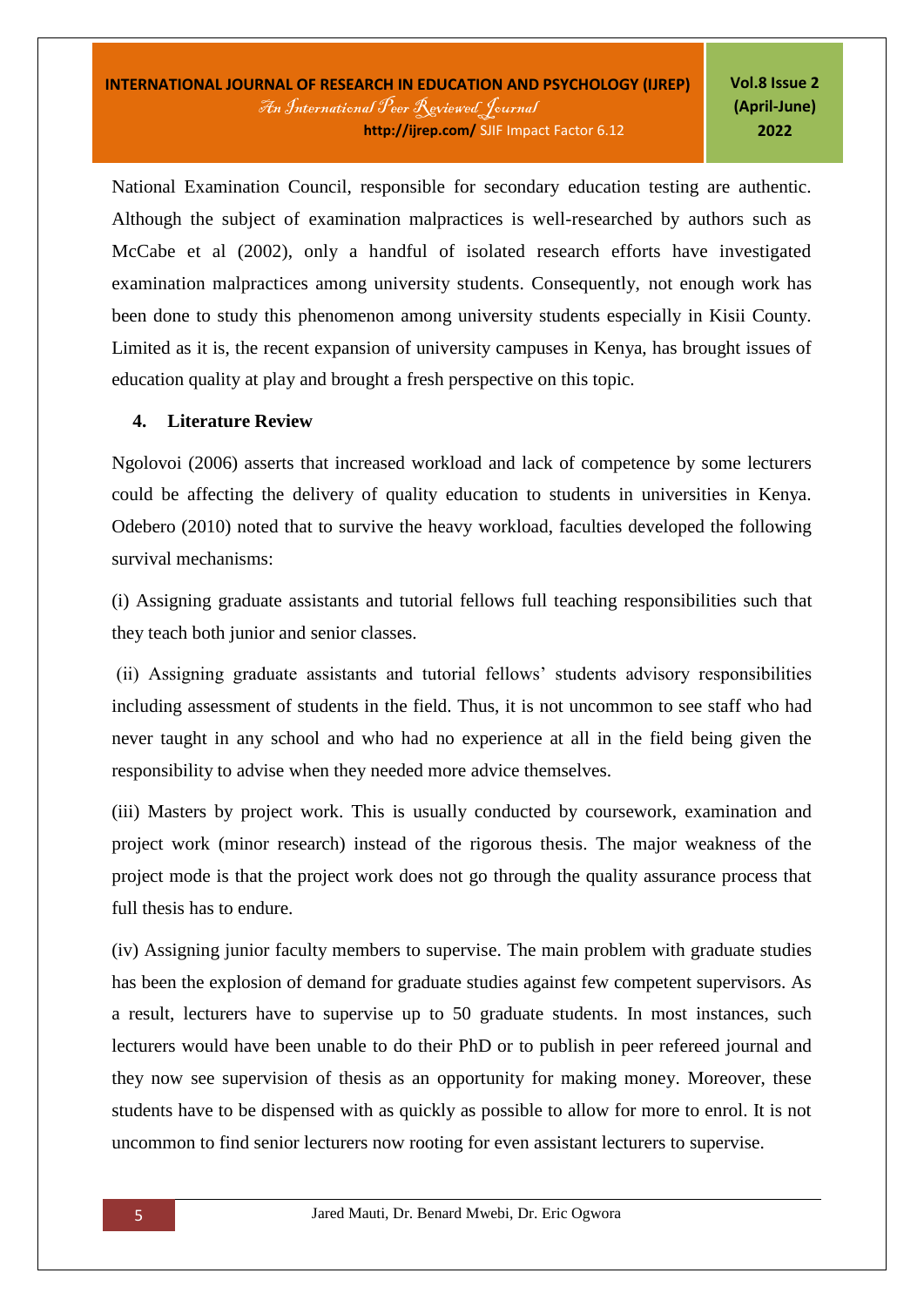National Examination Council, responsible for secondary education testing are authentic. Although the subject of examination malpractices is well-researched by authors such as McCabe et al (2002), only a handful of isolated research efforts have investigated examination malpractices among university students. Consequently, not enough work has been done to study this phenomenon among university students especially in Kisii County. Limited as it is, the recent expansion of university campuses in Kenya, has brought issues of education quality at play and brought a fresh perspective on this topic.

## 4. Literature Review

Ngolovoi (2006) asserts that increased workload and lack of competence by some lecturers could be affecting the delivery of quality education to students in universities in Kenya. Odebero (2010) noted that to survive the heavy workload, faculties developed the following survival mechanisms:

(i) Assigning graduate assistants and tutorial fellows full teaching responsibilities such that they teach both junior and senior classes.

(ii) Assigning graduate assistants and tutorial fellows' students advisory responsibilities including assessment of students in the field. Thus, it is not uncommon to see staff who had never taught in any school and who had no experience at all in the field being given the responsibility to advise when they needed more advice themselves.

(iii) Masters by project work. This is usually conducted by coursework, examination and project work (minor research) instead of the rigorous thesis. The major weakness of the project mode is that the project work does not go through the quality assurance process that full thesis has to endure.

(iv) Assigning junior faculty members to supervise. The main problem with graduate studies has been the explosion of demand for graduate studies against few competent supervisors. As a result, lecturers have to supervise up to 50 graduate students. In most instances, such lecturers would have been unable to do their PhD or to publish in peer refereed journal and they now see supervision of thesis as an opportunity for making money. Moreover, these students have to be dispensed with as quickly as possible to allow for more to enrol. It is not uncommon to find senior lecturers now rooting for even assistant lecturers to supervise.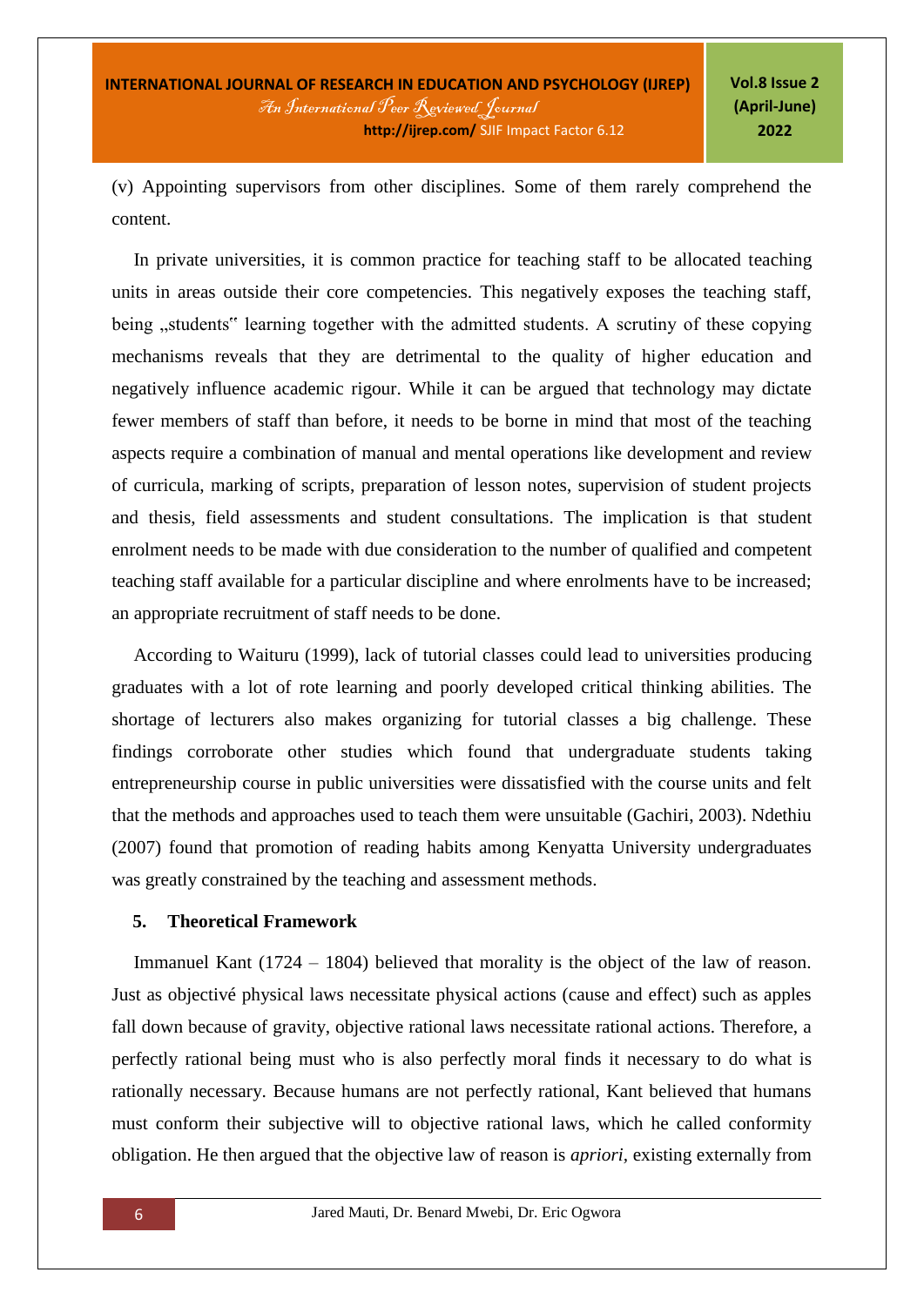(v) Appointing supervisors from other disciplines. Some of them rarely comprehend the content.

In private universities, it is common practice for teaching staff to be allocated teaching units in areas outside their core competencies. This negatively exposes the teaching staff, being „students" learning together with the admitted students. A scrutiny of these copying mechanisms reveals that they are detrimental to the quality of higher education and negatively influence academic rigour. While it can be argued that technology may dictate fewer members of staff than before, it needs to be borne in mind that most of the teaching aspects require a combination of manual and mental operations like development and review of curricula, marking of scripts, preparation of lesson notes, supervision of student projects and thesis, field assessments and student consultations. The implication is that student enrolment needs to be made with due consideration to the number of qualified and competent teaching staff available for a particular discipline and where enrolments have to be increased; an appropriate recruitment of staff needs to be done.

According to Waituru (1999), lack of tutorial classes could lead to universities producing graduates with a lot of rote learning and poorly developed critical thinking abilities. The shortage of lecturers also makes organizing for tutorial classes a big challenge. These findings corroborate other studies which found that undergraduate students taking entrepreneurship course in public universities were dissatisfied with the course units and felt that the methods and approaches used to teach them were unsuitable (Gachiri, 2003). Ndethiu (2007) found that promotion of reading habits among Kenyatta University undergraduates was greatly constrained by the teaching and assessment methods.

## 5. Theoretical Framework

Immanuel Kant (1724 – 1804) believed that morality is the object of the law of reason. Just as objectivé physical laws necessitate physical actions (cause and effect) such as apples fall down because of gravity, objective rational laws necessitate rational actions. Therefore, a perfectly rational being must who is also perfectly moral finds it necessary to do what is rationally necessary. Because humans are not perfectly rational, Kant believed that humans must conform their subjective will to objective rational laws, which he called conformity obligation. He then argued that the objective law of reason is *apriori*, existing externally from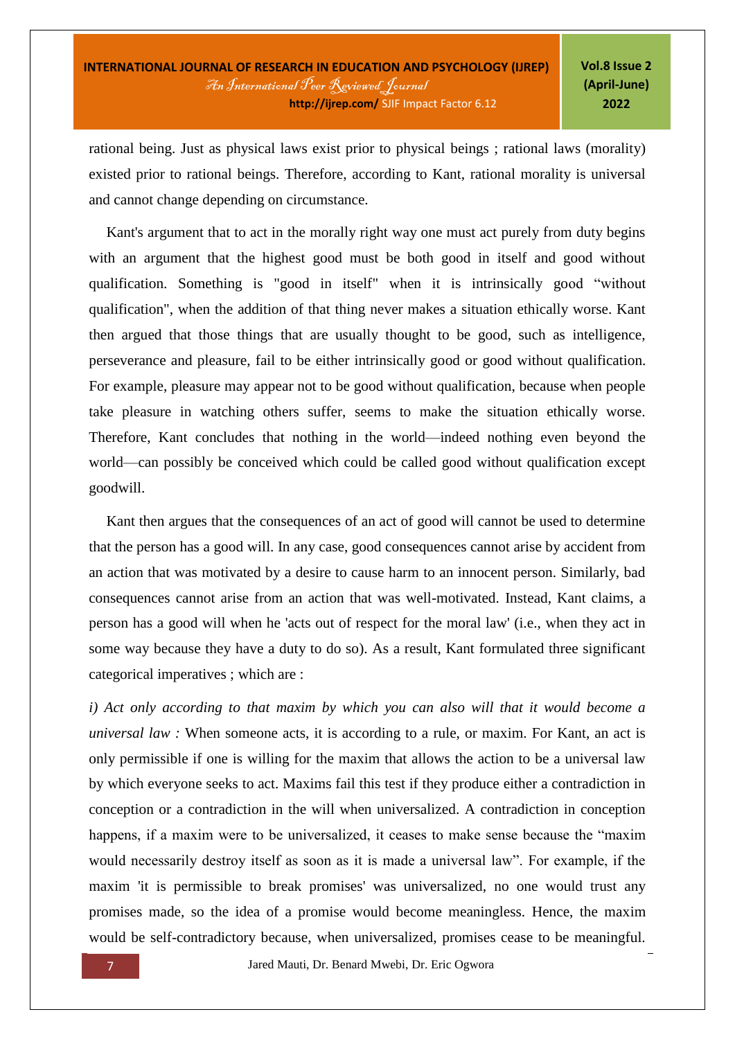rational being. Just as physical laws exist prior to physical beings ; rational laws (morality) existed prior to rational beings. Therefore, according to Kant, rational morality is universal and cannot change depending on circumstance.

Kant's argument that to act in the morally right way one must act purely from duty begins with an argument that the highest good must be both good in itself and good without qualification. Something is "good in itself" when it is intrinsically good “without qualification", when the addition of that thing never makes a situation ethically worse. Kant then argued that those things that are usually thought to be good, such as intelligence, perseverance and pleasure, fail to be either intrinsically good or good without qualification. For example, pleasure may appear not to be good without qualification, because when people take pleasure in watching others suffer, seems to make the situation ethically worse. Therefore, Kant concludes that nothing in the world—indeed nothing even beyond the world—can possibly be conceived which could be called good without qualification except goodwill.

Kant then argues that the consequences of an act of good will cannot be used to determine that the person has a good will. In any case, good consequences cannot arise by accident from an action that was motivated by a desire to cause harm to an innocent person. Similarly, bad consequences cannot arise from an action that was well-motivated. Instead, Kant claims, a person has a good will when he 'acts out of respect for the moral law' (i.e., when they act in some way because they have a duty to do so). As a result, Kant formulated three significant categorical imperatives ; which are :

*i) Act only according to that maxim by which you can also will that it would become a universal law :* When someone acts, it is according to a rule, or maxim. For Kant, an act is only permissible if one is willing for the maxim that allows the action to be a universal law by which everyone seeks to act. Maxims fail this test if they produce either a contradiction in conception or a contradiction in the will when universalized. A contradiction in conception happens, if a maxim were to be universalized, it ceases to make sense because the “maxim would necessarily destroy itself as soon as it is made a universal law”. For example, if the maxim 'it is permissible to break promises' was universalized, no one would trust any promises made, so the idea of a promise would become meaningless. Hence, the maxim would be self-contradictory because, when universalized, promises cease to be meaningful.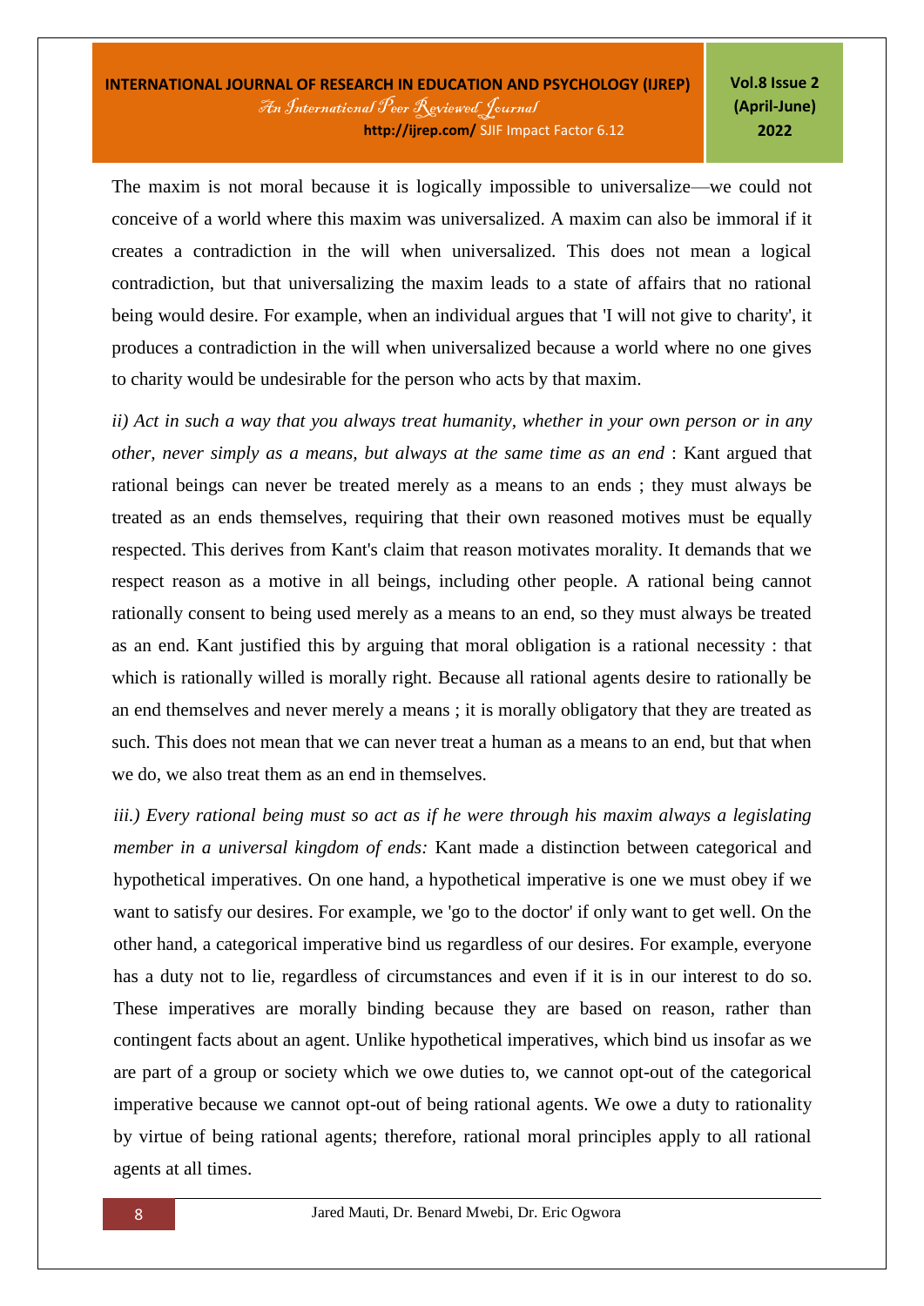The maxim is not moral because it is logically impossible to universalize—we could not conceive of a world where this maxim was universalized. A maxim can also be immoral if it creates a contradiction in the will when universalized. This does not mean a logical contradiction, but that universalizing the maxim leads to a state of affairs that no rational being would desire. For example, when an individual argues that 'I will not give to charity', it produces a contradiction in the will when universalized because a world where no one gives to charity would be undesirable for the person who acts by that maxim.

*ii) Act in such a way that you always treat humanity, whether in your own person or in any other, never simply as a means, but always at the same time as an end* : Kant argued that rational beings can never be treated merely as a means to an ends ; they must always be treated as an ends themselves, requiring that their own reasoned motives must be equally respected. This derives from Kant's claim that reason motivates morality. It demands that we respect reason as a motive in all beings, including other people. A rational being cannot rationally consent to being used merely as a means to an end, so they must always be treated as an end. Kant justified this by arguing that moral obligation is a rational necessity : that which is rationally willed is morally right. Because all rational agents desire to rationally be an end themselves and never merely a means ; it is morally obligatory that they are treated as such. This does not mean that we can never treat a human as a means to an end, but that when we do, we also treat them as an end in themselves.

*iii.) Every rational being must so act as if he were through his maxim always a legislating member in a universal kingdom of ends:* Kant made a distinction between categorical and hypothetical imperatives. On one hand, a hypothetical imperative is one we must obey if we want to satisfy our desires. For example, we 'go to the doctor' if only want to get well. On the other hand, a categorical imperative bind us regardless of our desires. For example, everyone has a duty not to lie, regardless of circumstances and even if it is in our interest to do so. These imperatives are morally binding because they are based on reason, rather than contingent facts about an agent. Unlike hypothetical imperatives, which bind us insofar as we are part of a group or society which we owe duties to, we cannot opt-out of the categorical imperative because we cannot opt-out of being rational agents. We owe a duty to rationality by virtue of being rational agents; therefore, rational moral principles apply to all rational agents at all times.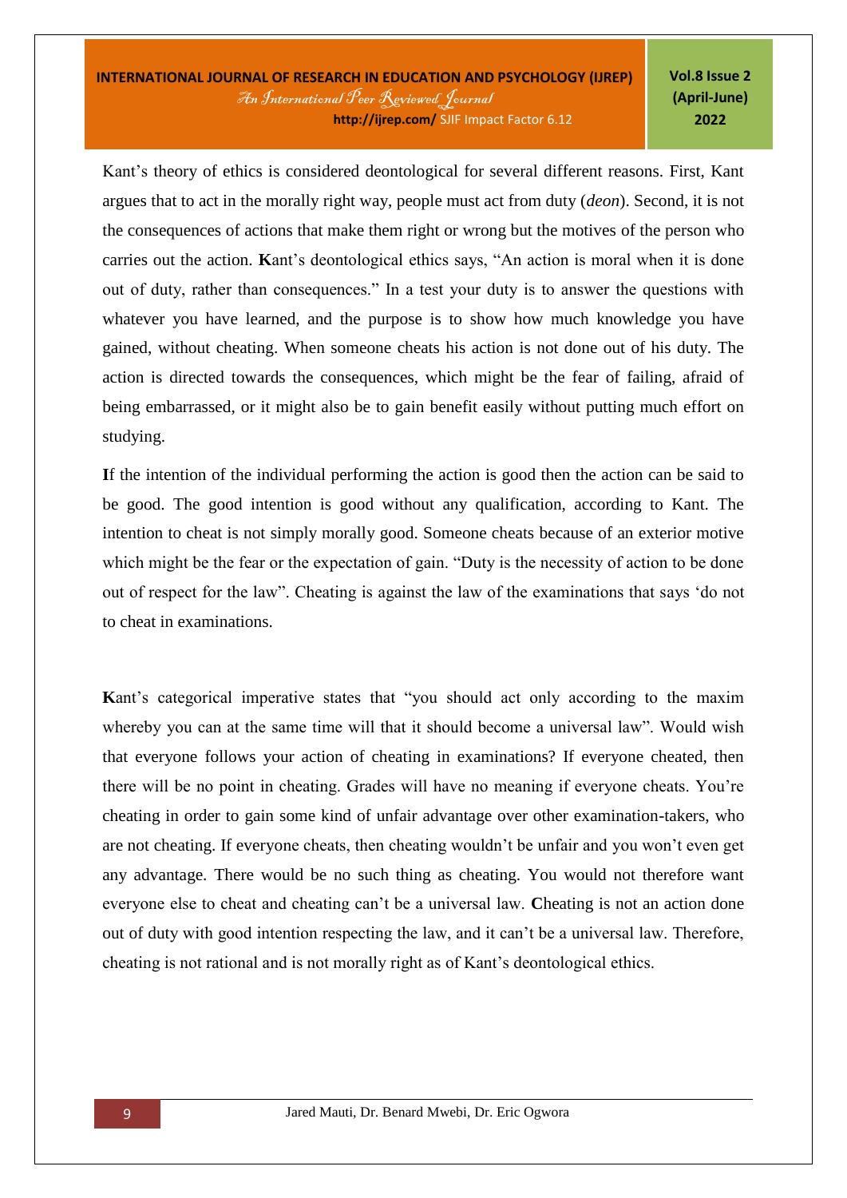Kant's theory of ethics is considered deontological for several different reasons. First, Kant argues that to act in the morally right way, people must act from duty (*deon*). Second, it is not the consequences of actions that make them right or wrong but the motives of the person who carries out the action. **K**ant's deontological ethics says, "An action is moral when it is done out of duty, rather than consequences." In a test your duty is to answer the questions with whatever you have learned, and the purpose is to show how much knowledge you have gained, without cheating. When someone cheats his action is not done out of his duty. The action is directed towards the consequences, which might be the fear of failing, afraid of being embarrassed, or it might also be to gain benefit easily without putting much effort on studying.

**I**f the intention of the individual performing the action is good then the action can be said to be good. The good intention is good without any qualification, according to Kant. The intention to cheat is not simply morally good. Someone cheats because of an exterior motive which might be the fear or the expectation of gain. "Duty is the necessity of action to be done out of respect for the law". Cheating is against the law of the examinations that says 'do not to cheat in examinations.

**K**ant's categorical imperative states that "you should act only according to the maxim whereby you can at the same time will that it should become a universal law". Would wish that everyone follows your action of cheating in examinations? If everyone cheated, then there will be no point in cheating. Grades will have no meaning if everyone cheats. You're cheating in order to gain some kind of unfair advantage over other examination-takers, who are not cheating. If everyone cheats, then cheating wouldn't be unfair and you won't even get any advantage. There would be no such thing as cheating. You would not therefore want everyone else to cheat and cheating can't be a universal law. **C**heating is not an action done out of duty with good intention respecting the law, and it can't be a universal law. Therefore, cheating is not rational and is not morally right as of Kant's deontological ethics.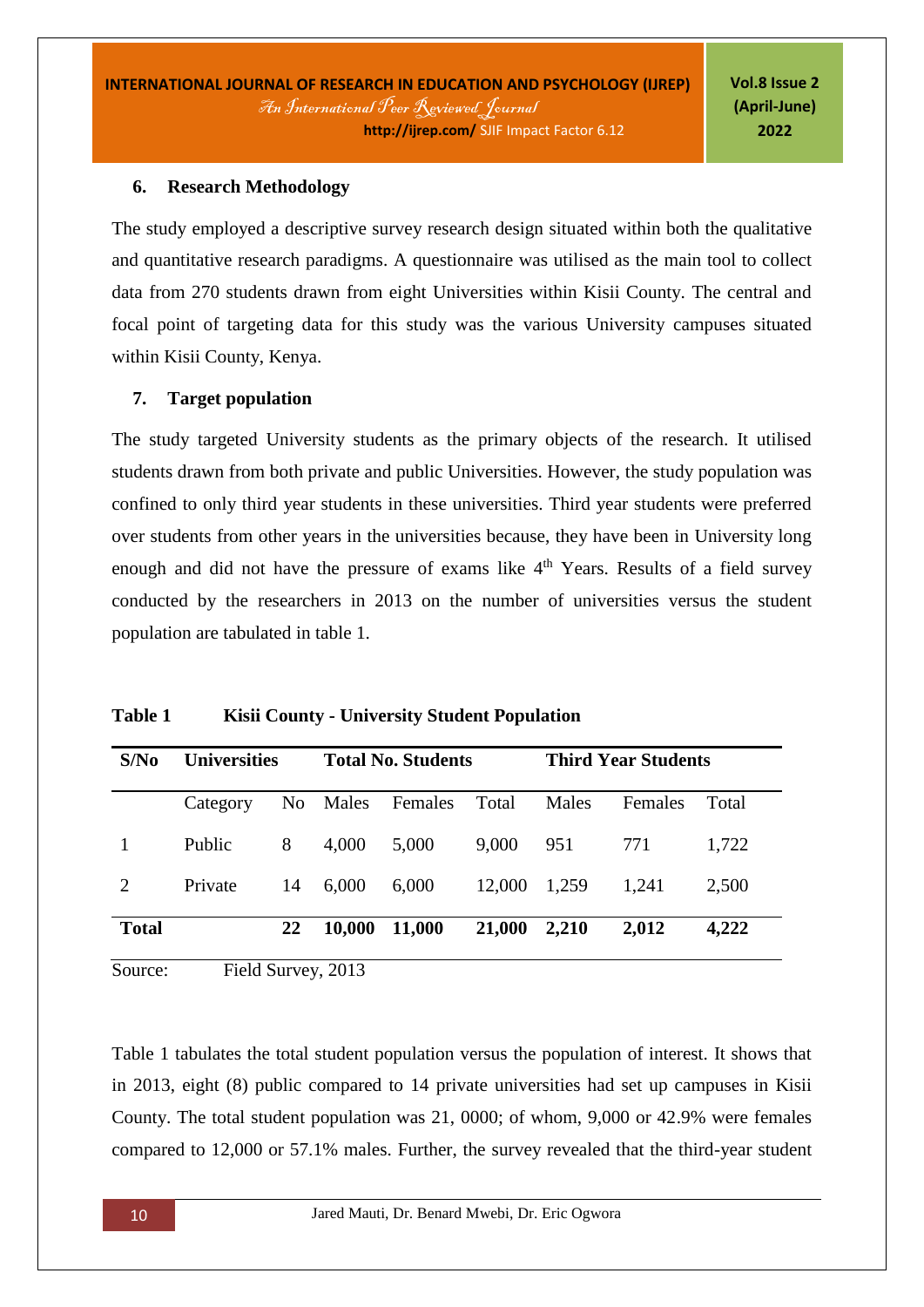## 6. Research Methodology

The study employed a descriptive survey research design situated within both the qualitative and quantitative research paradigms. A questionnaire was utilised as the main tool to collect data from 270 students drawn from eight Universities within Kisii County. The central and focal point of targeting data for this study was the various University campuses situated within Kisii County, Kenya.

## 7. Target population

The study targeted University students as the primary objects of the research. It utilised students drawn from both private and public Universities. However, the study population was confined to only third year students in these universities. Third year students were preferred over students from other years in the universities because, they have been in University long enough and did not have the pressure of exams like 4th Years. Results of a field survey conducted by the researchers in 2013 on the number of universities versus the student population are tabulated in table 1.

**Table 1 Kisii County - University Student Population**

| **S/No** | **Universities** | | **Total No. Students** | | | **Third Year Students** | | |
|---|---|---|---|---|---|---|---|---|
| | Category | No | Males | Females | Total | Males | Females | Total |
| 1 | Public | 8 | 4,000 | 5,000 | 9,000 | 951 | 771 | 1,722 |
| 2 | Private | 14 | 6,000 | 6,000 | 12,000 | 1,259 | 1,241 | 2,500 |
| **Total** | | **22** | **10,000** | **11,000** | **21,000** | **2,210** | **2,012** | **4,222** |

Source: Field Survey, 2013

Table 1 tabulates the total student population versus the population of interest. It shows that in 2013, eight (8) public compared to 14 private universities had set up campuses in Kisii County. The total student population was 21, 0000; of whom, 9,000 or 42.9% were females compared to 12,000 or 57.1% males. Further, the survey revealed that the third-year student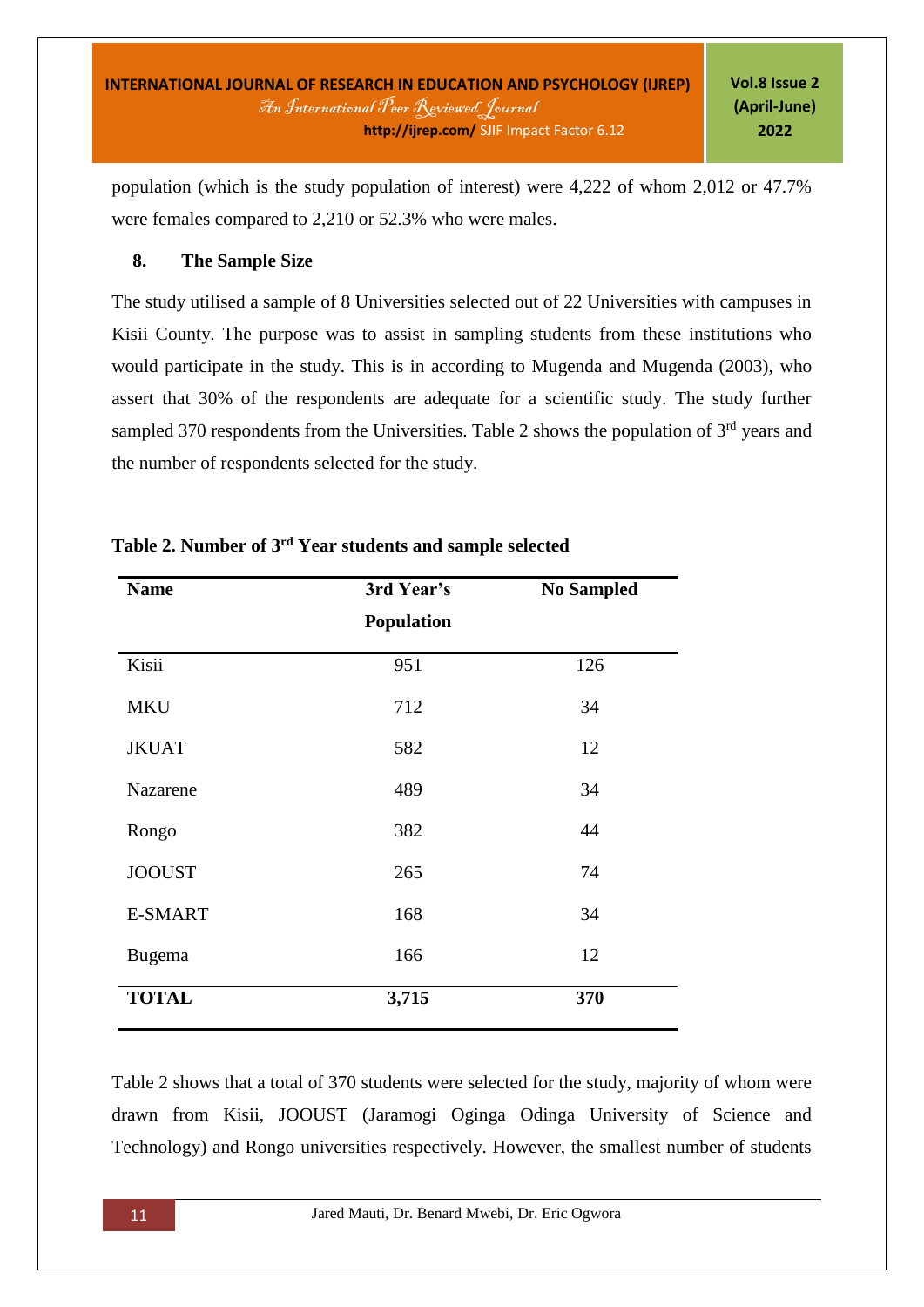population (which is the study population of interest) were 4,222 of whom 2,012 or 47.7% were females compared to 2,210 or 52.3% who were males.

## 8. The Sample Size

The study utilised a sample of 8 Universities selected out of 22 Universities with campuses in Kisii County. The purpose was to assist in sampling students from these institutions who would participate in the study. This is in according to Mugenda and Mugenda (2003), who assert that 30% of the respondents are adequate for a scientific study. The study further sampled 370 respondents from the Universities. Table 2 shows the population of 3rd years and the number of respondents selected for the study.

**Table 2. Number of 3rd Year students and sample selected**

| Name | 3rd Year's Population | No Sampled |
|---|---|---|
| Kisii | 951 | 126 |
| MKU | 712 | 34 |
| JKUAT | 582 | 12 |
| Nazarene | 489 | 34 |
| Rongo | 382 | 44 |
| JOOUST | 265 | 74 |
| E-SMART | 168 | 34 |
| Bugema | 166 | 12 |
| **TOTAL** | **3,715** | **370** |

Table 2 shows that a total of 370 students were selected for the study, majority of whom were drawn from Kisii, JOOUST (Jaramogi Oginga Odinga University of Science and Technology) and Rongo universities respectively. However, the smallest number of students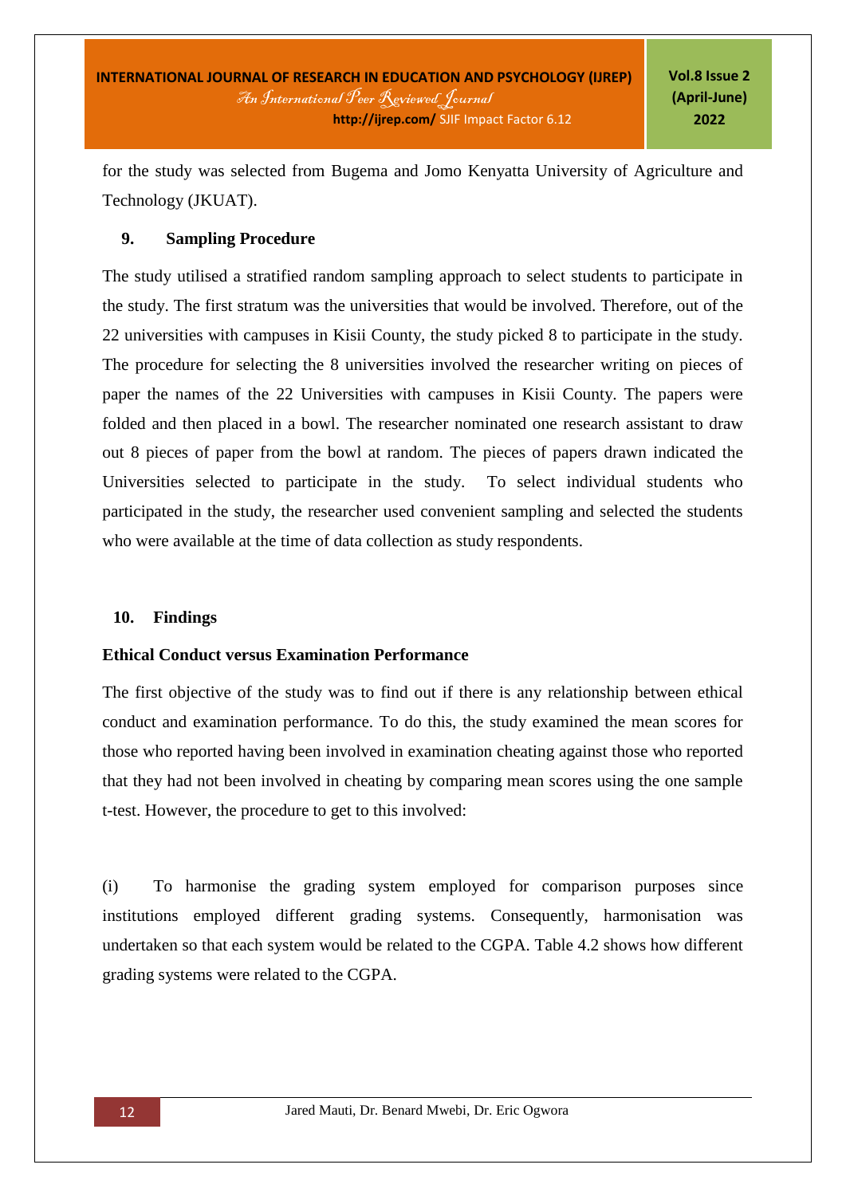for the study was selected from Bugema and Jomo Kenyatta University of Agriculture and Technology (JKUAT).

## 9. Sampling Procedure

The study utilised a stratified random sampling approach to select students to participate in the study. The first stratum was the universities that would be involved. Therefore, out of the 22 universities with campuses in Kisii County, the study picked 8 to participate in the study. The procedure for selecting the 8 universities involved the researcher writing on pieces of paper the names of the 22 Universities with campuses in Kisii County. The papers were folded and then placed in a bowl. The researcher nominated one research assistant to draw out 8 pieces of paper from the bowl at random. The pieces of papers drawn indicated the Universities selected to participate in the study. To select individual students who participated in the study, the researcher used convenient sampling and selected the students who were available at the time of data collection as study respondents.

## 10. Findings

### Ethical Conduct versus Examination Performance

The first objective of the study was to find out if there is any relationship between ethical conduct and examination performance. To do this, the study examined the mean scores for those who reported having been involved in examination cheating against those who reported that they had not been involved in cheating by comparing mean scores using the one sample t-test. However, the procedure to get to this involved:

(i) To harmonise the grading system employed for comparison purposes since institutions employed different grading systems. Consequently, harmonisation was undertaken so that each system would be related to the CGPA. Table 4.2 shows how different grading systems were related to the CGPA.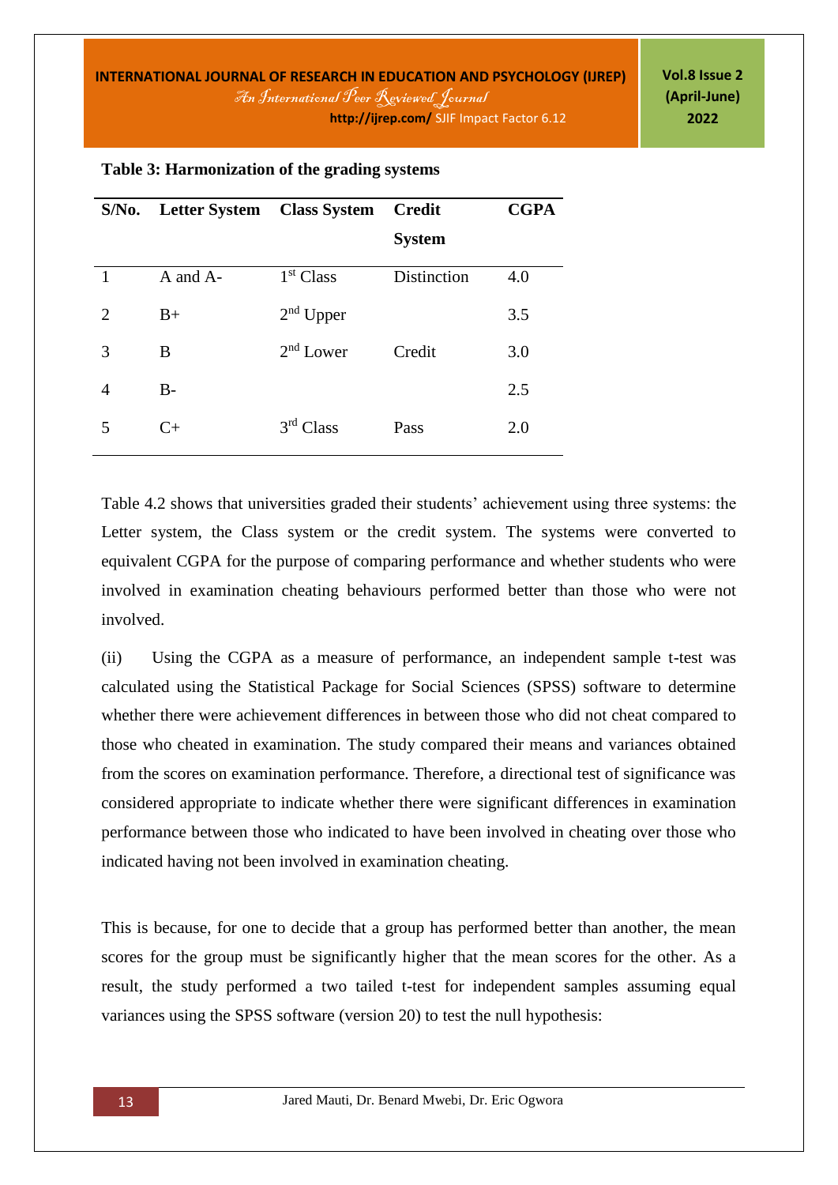**Table 3: Harmonization of the grading systems**

| S/No. | Letter System | Class System | Credit System | CGPA |
|---|---|---|---|---|
| 1 | A and A- | 1st Class | Distinction | 4.0 |
| 2 | B+ | 2nd Upper | | 3.5 |
| 3 | B | 2nd Lower | Credit | 3.0 |
| 4 | B- | | | 2.5 |
| 5 | C+ | 3rd Class | Pass | 2.0 |

Table 4.2 shows that universities graded their students' achievement using three systems: the Letter system, the Class system or the credit system. The systems were converted to equivalent CGPA for the purpose of comparing performance and whether students who were involved in examination cheating behaviours performed better than those who were not involved.

(ii) Using the CGPA as a measure of performance, an independent sample t-test was calculated using the Statistical Package for Social Sciences (SPSS) software to determine whether there were achievement differences in between those who did not cheat compared to those who cheated in examination. The study compared their means and variances obtained from the scores on examination performance. Therefore, a directional test of significance was considered appropriate to indicate whether there were significant differences in examination performance between those who indicated to have been involved in cheating over those who indicated having not been involved in examination cheating.

This is because, for one to decide that a group has performed better than another, the mean scores for the group must be significantly higher that the mean scores for the other. As a result, the study performed a two tailed t-test for independent samples assuming equal variances using the SPSS software (version 20) to test the null hypothesis: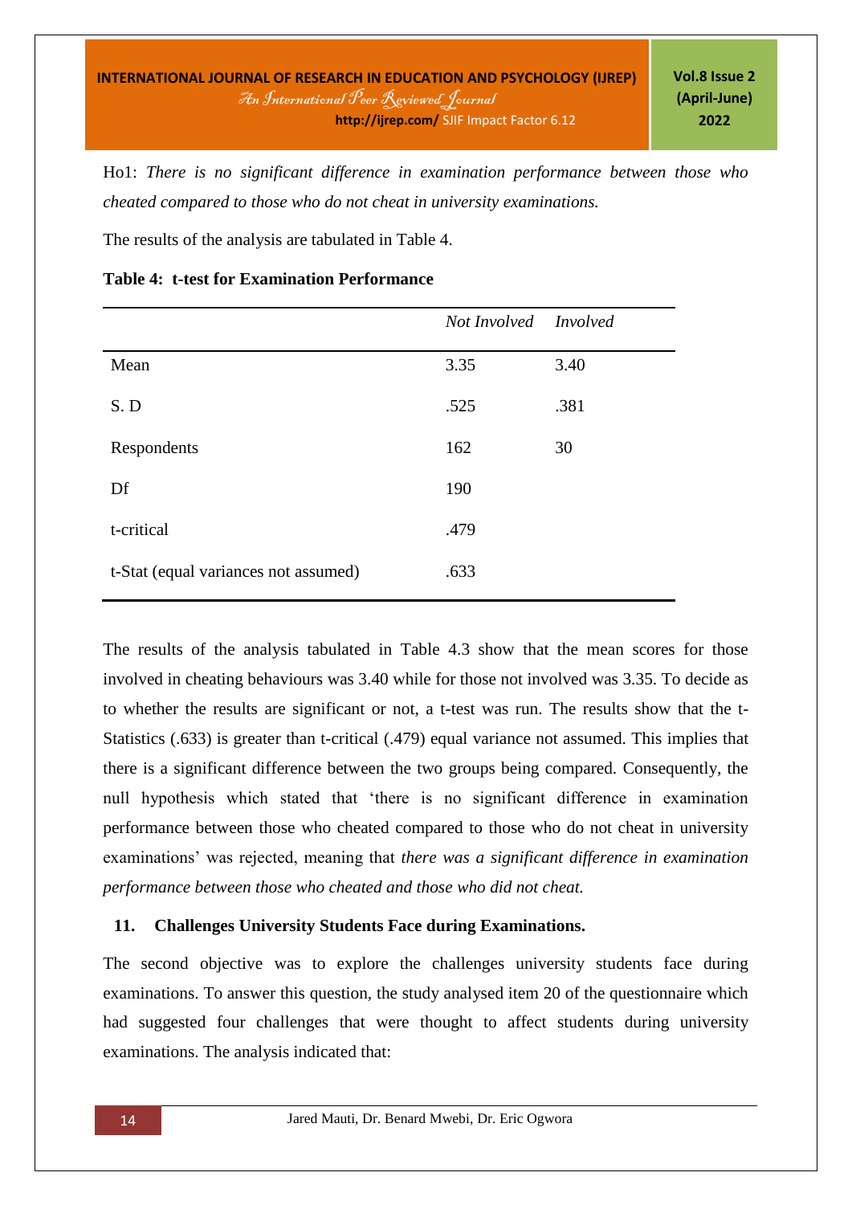Ho1: *There is no significant difference in examination performance between those who cheated compared to those who do not cheat in university examinations.*

The results of the analysis are tabulated in Table 4.

**Table 4: t-test for Examination Performance**

| | *Not Involved* | *Involved* |
|---|---|---|
| Mean | 3.35 | 3.40 |
| S. D | .525 | .381 |
| Respondents | 162 | 30 |
| Df | 190 | |
| t-critical | .479 | |
| t-Stat (equal variances not assumed) | .633 | |

The results of the analysis tabulated in Table 4.3 show that the mean scores for those involved in cheating behaviours was 3.40 while for those not involved was 3.35. To decide as to whether the results are significant or not, a t-test was run. The results show that the t-Statistics (.633) is greater than t-critical (.479) equal variance not assumed. This implies that there is a significant difference between the two groups being compared. Consequently, the null hypothesis which stated that 'there is no significant difference in examination performance between those who cheated compared to those who do not cheat in university examinations' was rejected, meaning that *there was a significant difference in examination performance between those who cheated and those who did not cheat.*

## 11. Challenges University Students Face during Examinations.

The second objective was to explore the challenges university students face during examinations. To answer this question, the study analysed item 20 of the questionnaire which had suggested four challenges that were thought to affect students during university examinations. The analysis indicated that: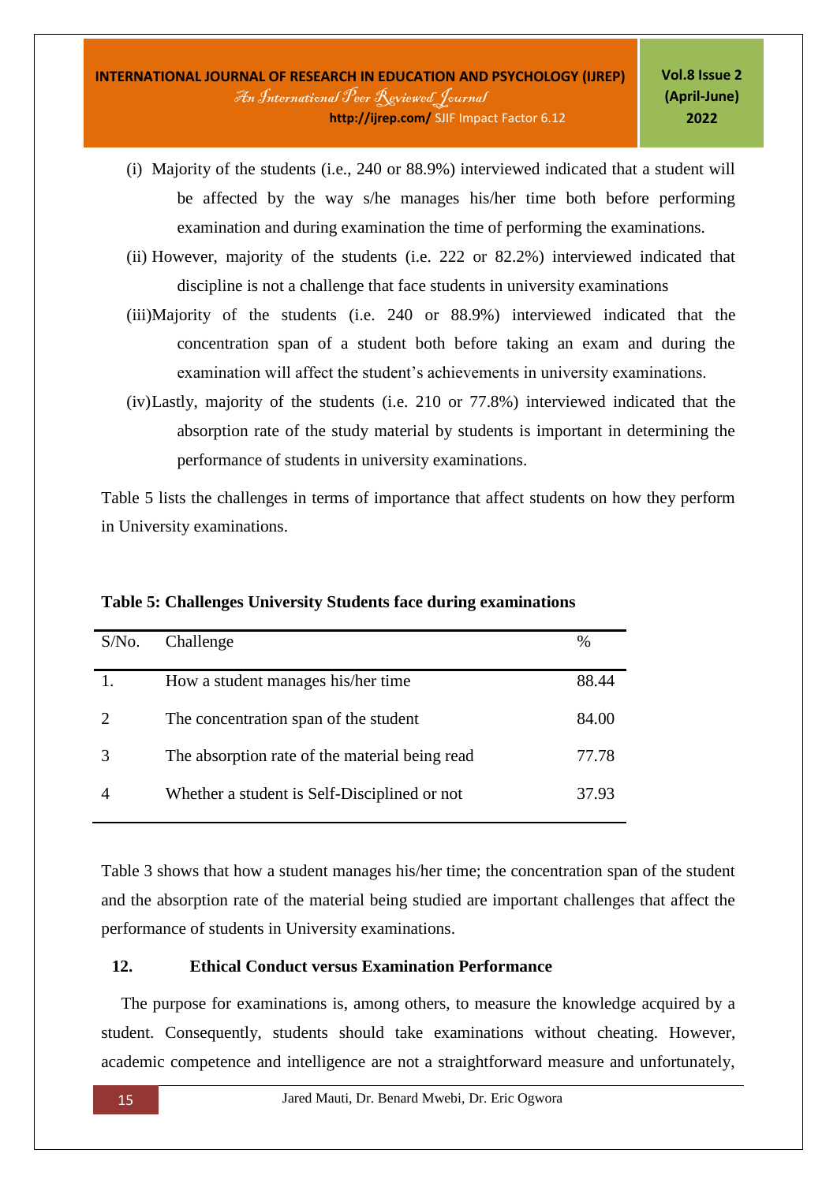(i) Majority of the students (i.e., 240 or 88.9%) interviewed indicated that a student will be affected by the way s/he manages his/her time both before performing examination and during examination the time of performing the examinations.

(ii) However, majority of the students (i.e. 222 or 82.2%) interviewed indicated that discipline is not a challenge that face students in university examinations

(iii) Majority of the students (i.e. 240 or 88.9%) interviewed indicated that the concentration span of a student both before taking an exam and during the examination will affect the student's achievements in university examinations.

(iv) Lastly, majority of the students (i.e. 210 or 77.8%) interviewed indicated that the absorption rate of the study material by students is important in determining the performance of students in university examinations.

Table 5 lists the challenges in terms of importance that affect students on how they perform in University examinations.

**Table 5: Challenges University Students face during examinations**

| S/No. | Challenge | % |
|---|---|---|
| 1. | How a student manages his/her time | 88.44 |
| 2 | The concentration span of the student | 84.00 |
| 3 | The absorption rate of the material being read | 77.78 |
| 4 | Whether a student is Self-Disciplined or not | 37.93 |

Table 3 shows that how a student manages his/her time; the concentration span of the student and the absorption rate of the material being studied are important challenges that affect the performance of students in University examinations.

## 12. Ethical Conduct versus Examination Performance

The purpose for examinations is, among others, to measure the knowledge acquired by a student. Consequently, students should take examinations without cheating. However, academic competence and intelligence are not a straightforward measure and unfortunately,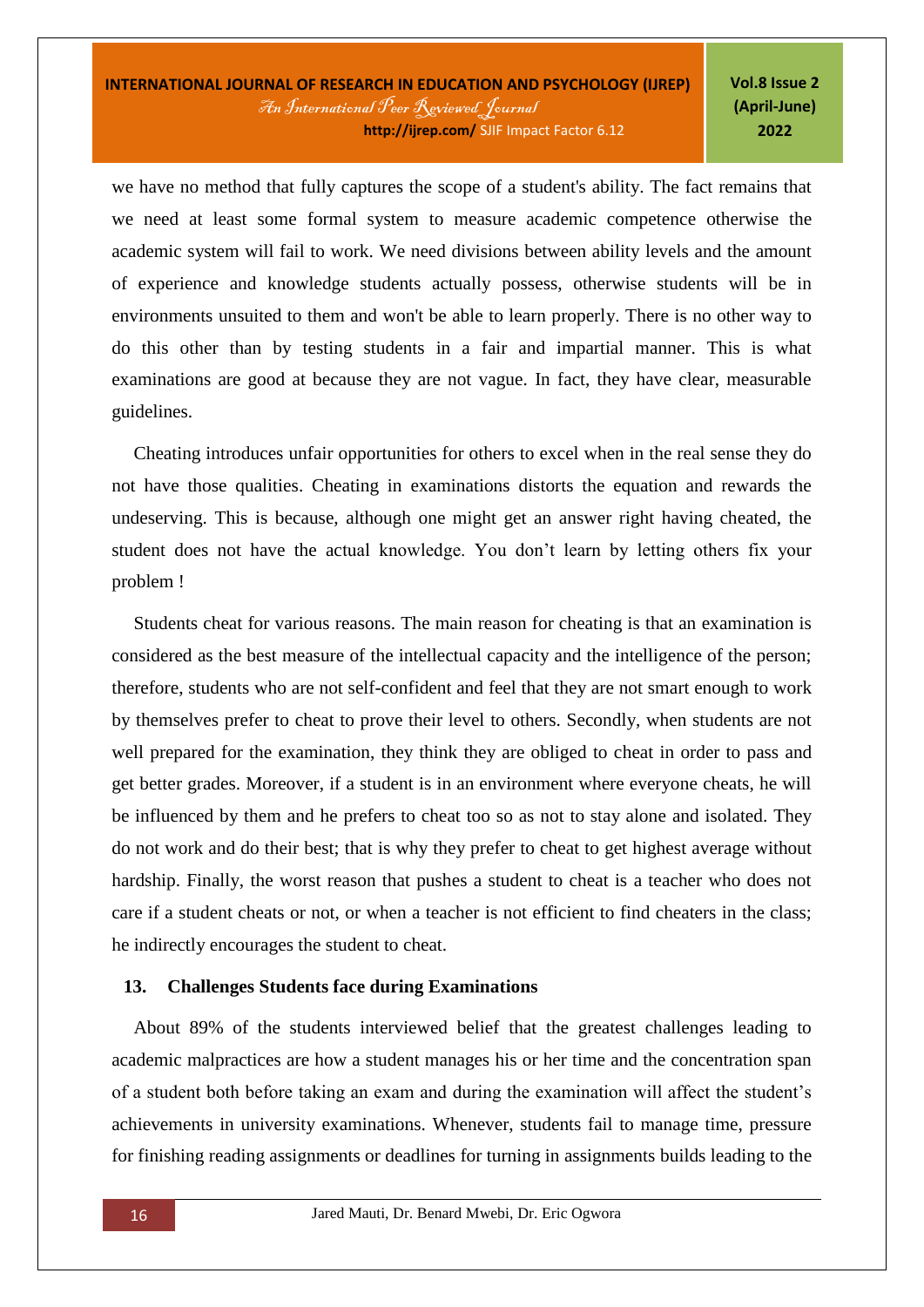we have no method that fully captures the scope of a student's ability. The fact remains that we need at least some formal system to measure academic competence otherwise the academic system will fail to work. We need divisions between ability levels and the amount of experience and knowledge students actually possess, otherwise students will be in environments unsuited to them and won't be able to learn properly. There is no other way to do this other than by testing students in a fair and impartial manner. This is what examinations are good at because they are not vague. In fact, they have clear, measurable guidelines.

Cheating introduces unfair opportunities for others to excel when in the real sense they do not have those qualities. Cheating in examinations distorts the equation and rewards the undeserving. This is because, although one might get an answer right having cheated, the student does not have the actual knowledge. You don't learn by letting others fix your problem !

Students cheat for various reasons. The main reason for cheating is that an examination is considered as the best measure of the intellectual capacity and the intelligence of the person; therefore, students who are not self-confident and feel that they are not smart enough to work by themselves prefer to cheat to prove their level to others. Secondly, when students are not well prepared for the examination, they think they are obliged to cheat in order to pass and get better grades. Moreover, if a student is in an environment where everyone cheats, he will be influenced by them and he prefers to cheat too so as not to stay alone and isolated. They do not work and do their best; that is why they prefer to cheat to get highest average without hardship. Finally, the worst reason that pushes a student to cheat is a teacher who does not care if a student cheats or not, or when a teacher is not efficient to find cheaters in the class; he indirectly encourages the student to cheat.

## 13. Challenges Students face during Examinations

About 89% of the students interviewed belief that the greatest challenges leading to academic malpractices are how a student manages his or her time and the concentration span of a student both before taking an exam and during the examination will affect the student's achievements in university examinations. Whenever, students fail to manage time, pressure for finishing reading assignments or deadlines for turning in assignments builds leading to the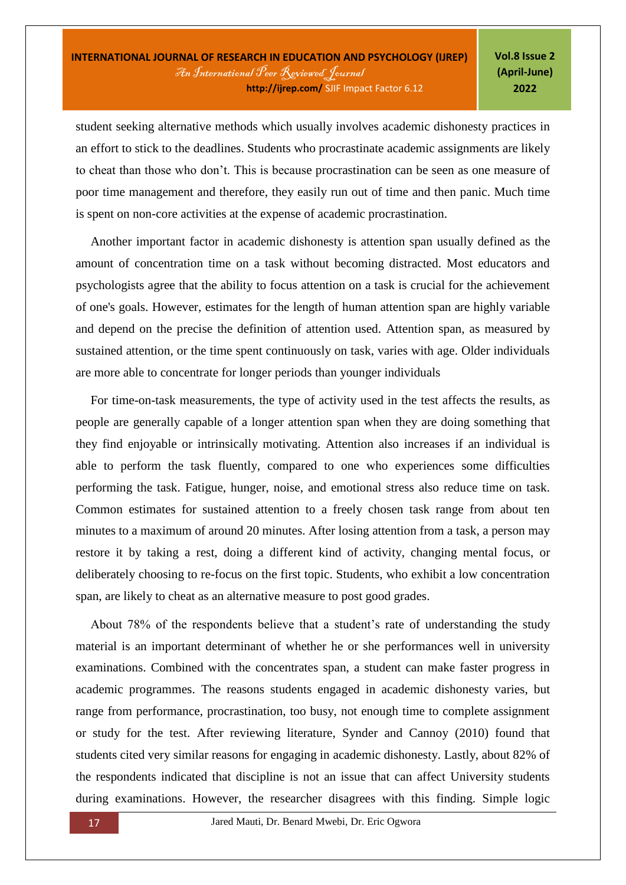student seeking alternative methods which usually involves academic dishonesty practices in an effort to stick to the deadlines. Students who procrastinate academic assignments are likely to cheat than those who don't. This is because procrastination can be seen as one measure of poor time management and therefore, they easily run out of time and then panic. Much time is spent on non-core activities at the expense of academic procrastination.

Another important factor in academic dishonesty is attention span usually defined as the amount of concentration time on a task without becoming distracted. Most educators and psychologists agree that the ability to focus attention on a task is crucial for the achievement of one's goals. However, estimates for the length of human attention span are highly variable and depend on the precise the definition of attention used. Attention span, as measured by sustained attention, or the time spent continuously on task, varies with age. Older individuals are more able to concentrate for longer periods than younger individuals

For time-on-task measurements, the type of activity used in the test affects the results, as people are generally capable of a longer attention span when they are doing something that they find enjoyable or intrinsically motivating. Attention also increases if an individual is able to perform the task fluently, compared to one who experiences some difficulties performing the task. Fatigue, hunger, noise, and emotional stress also reduce time on task. Common estimates for sustained attention to a freely chosen task range from about ten minutes to a maximum of around 20 minutes. After losing attention from a task, a person may restore it by taking a rest, doing a different kind of activity, changing mental focus, or deliberately choosing to re-focus on the first topic. Students, who exhibit a low concentration span, are likely to cheat as an alternative measure to post good grades.

About 78% of the respondents believe that a student's rate of understanding the study material is an important determinant of whether he or she performances well in university examinations. Combined with the concentrates span, a student can make faster progress in academic programmes. The reasons students engaged in academic dishonesty varies, but range from performance, procrastination, too busy, not enough time to complete assignment or study for the test. After reviewing literature, Synder and Cannoy (2010) found that students cited very similar reasons for engaging in academic dishonesty. Lastly, about 82% of the respondents indicated that discipline is not an issue that can affect University students during examinations. However, the researcher disagrees with this finding. Simple logic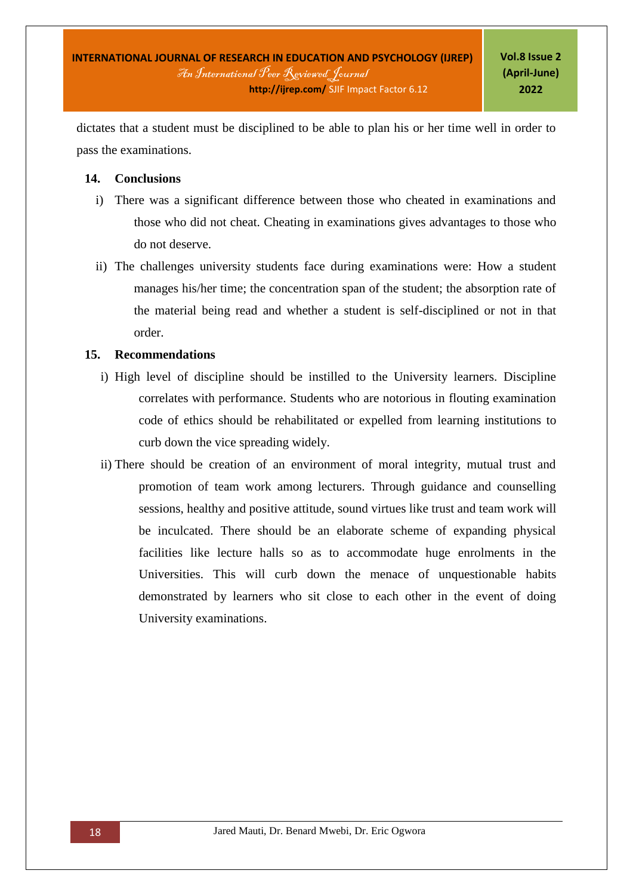dictates that a student must be disciplined to be able to plan his or her time well in order to pass the examinations.

## 14. Conclusions

i) There was a significant difference between those who cheated in examinations and those who did not cheat. Cheating in examinations gives advantages to those who do not deserve.

ii) The challenges university students face during examinations were: How a student manages his/her time; the concentration span of the student; the absorption rate of the material being read and whether a student is self-disciplined or not in that order.

## 15. Recommendations

i) High level of discipline should be instilled to the University learners. Discipline correlates with performance. Students who are notorious in flouting examination code of ethics should be rehabilitated or expelled from learning institutions to curb down the vice spreading widely.

ii) There should be creation of an environment of moral integrity, mutual trust and promotion of team work among lecturers. Through guidance and counselling sessions, healthy and positive attitude, sound virtues like trust and team work will be inculcated. There should be an elaborate scheme of expanding physical facilities like lecture halls so as to accommodate huge enrolments in the Universities. This will curb down the menace of unquestionable habits demonstrated by learners who sit close to each other in the event of doing University examinations.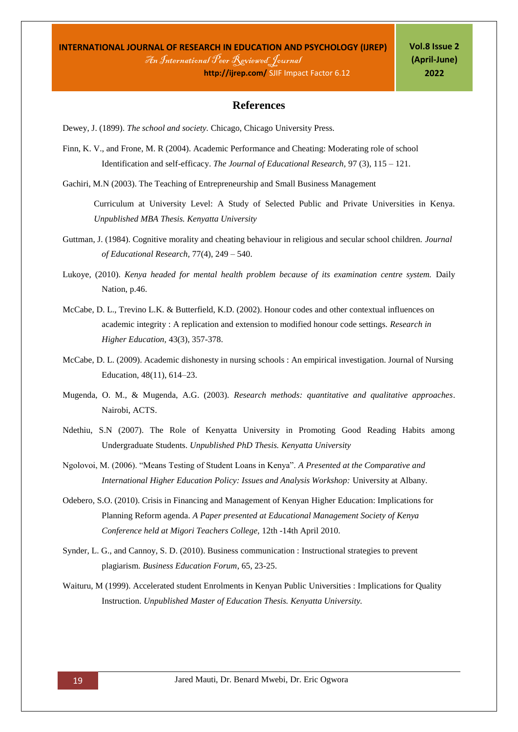## References

Dewey, J. (1899). *The school and society.* Chicago, Chicago University Press.

Finn, K. V., and Frone, M. R (2004). Academic Performance and Cheating: Moderating role of school Identification and self-efficacy. *The Journal of Educational Research,* 97 (3), 115 – 121.

Gachiri, M.N (2003). The Teaching of Entrepreneurship and Small Business Management Curriculum at University Level: A Study of Selected Public and Private Universities in Kenya. *Unpublished MBA Thesis. Kenyatta University*

Guttman, J. (1984). Cognitive morality and cheating behaviour in religious and secular school children. *Journal of Educational Research,* 77(4), 249 – 540.

Lukoye, (2010). *Kenya headed for mental health problem because of its examination centre system.* Daily Nation, p.46.

McCabe, D. L., Trevino L.K. & Butterfield, K.D. (2002). Honour codes and other contextual influences on academic integrity : A replication and extension to modified honour code settings. *Research in Higher Education,* 43(3), 357-378.

McCabe, D. L. (2009). Academic dishonesty in nursing schools : An empirical investigation. Journal of Nursing Education, 48(11), 614–23.

Mugenda, O. M., & Mugenda, A.G. (2003). *Research methods: quantitative and qualitative approaches*. Nairobi, ACTS.

Ndethiu, S.N (2007). The Role of Kenyatta University in Promoting Good Reading Habits among Undergraduate Students. *Unpublished PhD Thesis. Kenyatta University*

Ngolovoi, M. (2006). "Means Testing of Student Loans in Kenya". *A Presented at the Comparative and International Higher Education Policy: Issues and Analysis Workshop:* University at Albany.

Odebero, S.O. (2010). Crisis in Financing and Management of Kenyan Higher Education: Implications for Planning Reform agenda. *A Paper presented at Educational Management Society of Kenya Conference held at Migori Teachers College,* 12th -14th April 2010.

Synder, L. G., and Cannoy, S. D. (2010). Business communication : Instructional strategies to prevent plagiarism. *Business Education Forum*, 65, 23-25.

Waituru, M (1999). Accelerated student Enrolments in Kenyan Public Universities : Implications for Quality Instruction. *Unpublished Master of Education Thesis. Kenyatta University.*